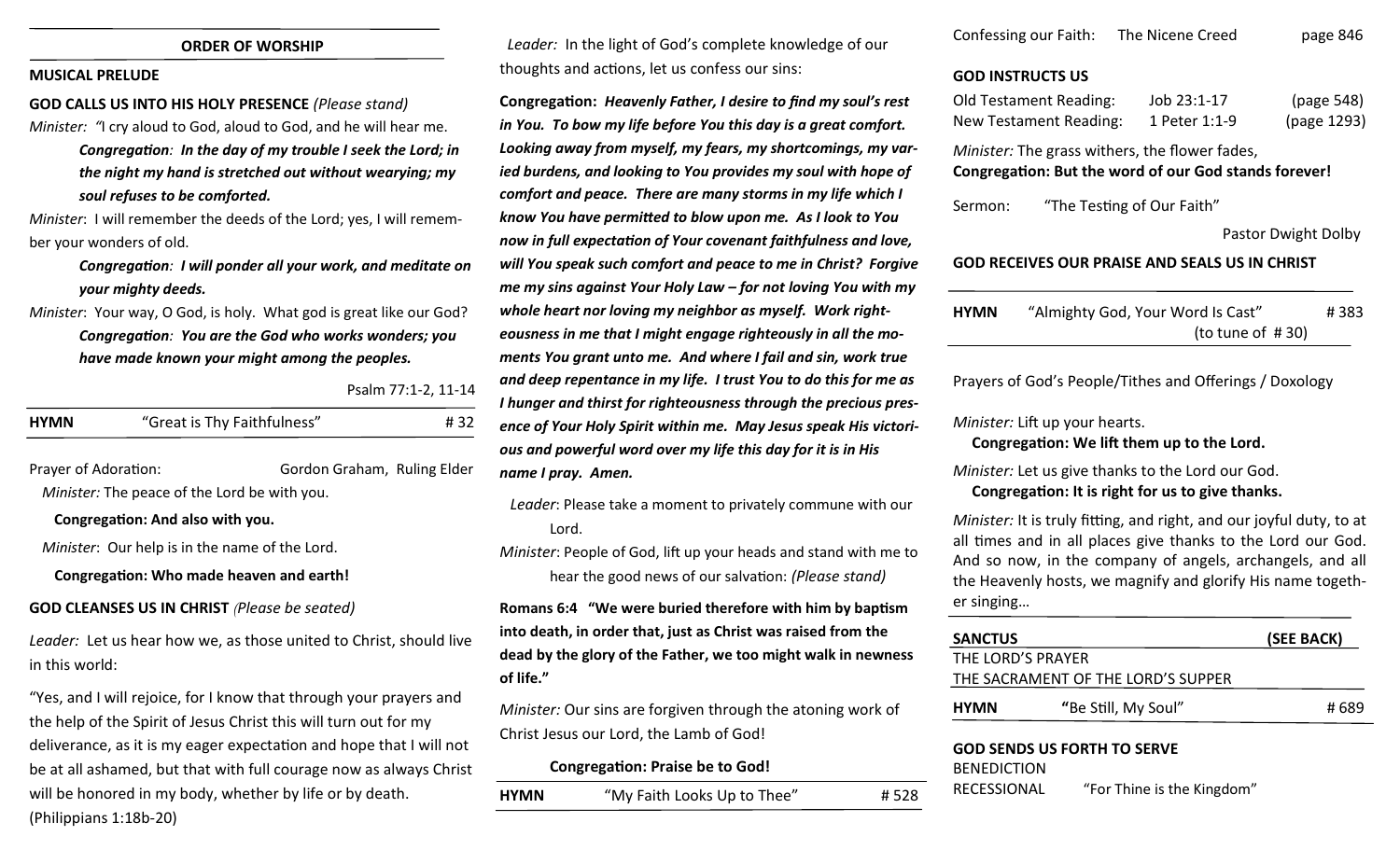## ORDER OF WORSHIP

**MUSICAL PRELUDE**

**GOD CALLS US INTO HIS HOLY PRESENCE** *(Please stand)*

*Minister: "*I cry aloud to God, aloud to God, and he will hear me.

> ***Congregation**: In the day of my trouble I seek the Lord; in the night my hand is stretched out without wearying; my soul refuses to be comforted.*

*Minister*: I will remember the deeds of the Lord; yes, I will remember your wonders of old.

> ***Congregation**: I will ponder all your work, and meditate on your mighty deeds.*

*Minister*: Your way, O God, is holy. What god is great like our God?

> ***Congregation**: You are the God who works wonders; you have made known your might among the peoples.*

Psalm 77:1-2, 11-14

| | | |
|---|---|---|
| **HYMN** | "Great is Thy Faithfulness" | # 32 |

Prayer of Adoration: Gordon Graham, Ruling Elder

*Minister:* The peace of the Lord be with you.

**Congregation: And also with you.**

*Minister*: Our help is in the name of the Lord.

**Congregation: Who made heaven and earth!**

**GOD CLEANSES US IN CHRIST** *(Please be seated)*

*Leader:* Let us hear how we, as those united to Christ, should live in this world:

"Yes, and I will rejoice, for I know that through your prayers and the help of the Spirit of Jesus Christ this will turn out for my deliverance, as it is my eager expectation and hope that I will not be at all ashamed, but that with full courage now as always Christ will be honored in my body, whether by life or by death. (Philippians 1:18b-20)

*Leader:* In the light of God's complete knowledge of our thoughts and actions, let us confess our sins:

**Congregation:** ***Heavenly Father, I desire to find my soul's rest in You. To bow my life before You this day is a great comfort. Looking away from myself, my fears, my shortcomings, my varied burdens, and looking to You provides my soul with hope of comfort and peace. There are many storms in my life which I know You have permitted to blow upon me. As I look to You now in full expectation of Your covenant faithfulness and love, will You speak such comfort and peace to me in Christ? Forgive me my sins against Your Holy Law – for not loving You with my whole heart nor loving my neighbor as myself. Work righteousness in me that I might engage righteously in all the moments You grant unto me. And where I fail and sin, work true and deep repentance in my life. I trust You to do this for me as I hunger and thirst for righteousness through the precious presence of Your Holy Spirit within me. May Jesus speak His victorious and powerful word over my life this day for it is in His name I pray. Amen.***

*Leader*: Please take a moment to privately commune with our Lord.

*Minister*: People of God, lift up your heads and stand with me to hear the good news of our salvation: *(Please stand)*

**Romans 6:4 "We were buried therefore with him by baptism into death, in order that, just as Christ was raised from the dead by the glory of the Father, we too might walk in newness of life."**

*Minister:* Our sins are forgiven through the atoning work of Christ Jesus our Lord, the Lamb of God!

**Congregation: Praise be to God!**

| | | |
|---|---|---|
| **HYMN** | "My Faith Looks Up to Thee" | # 528 |

Confessing our Faith: The Nicene Creed page 846

**GOD INSTRUCTS US**

| | | |
|---|---|---|
| Old Testament Reading: | Job 23:1-17 | (page 548) |
| New Testament Reading: | 1 Peter 1:1-9 | (page 1293) |

*Minister:* The grass withers, the flower fades,
**Congregation: But the word of our God stands forever!**

Sermon: "The Testing of Our Faith"

Pastor Dwight Dolby

**GOD RECEIVES OUR PRAISE AND SEALS US IN CHRIST**

| | | |
|---|---|---|
| **HYMN** | "Almighty God, Your Word Is Cast" (to tune of # 30) | # 383 |

Prayers of God's People/Tithes and Offerings / Doxology

*Minister:* Lift up your hearts.
**Congregation: We lift them up to the Lord.**

*Minister:* Let us give thanks to the Lord our God.
**Congregation: It is right for us to give thanks.**

*Minister:* It is truly fitting, and right, and our joyful duty, to at all times and in all places give thanks to the Lord our God. And so now, in the company of angels, archangels, and all the Heavenly hosts, we magnify and glorify His name together singing…

**SANCTUS** **(SEE BACK)**

THE LORD'S PRAYER

THE SACRAMENT OF THE LORD'S SUPPER

| | | |
|---|---|---|
| **HYMN** | **"**Be Still, My Soul" | # 689 |

**GOD SENDS US FORTH TO SERVE**

BENEDICTION

RECESSIONAL "For Thine is the Kingdom"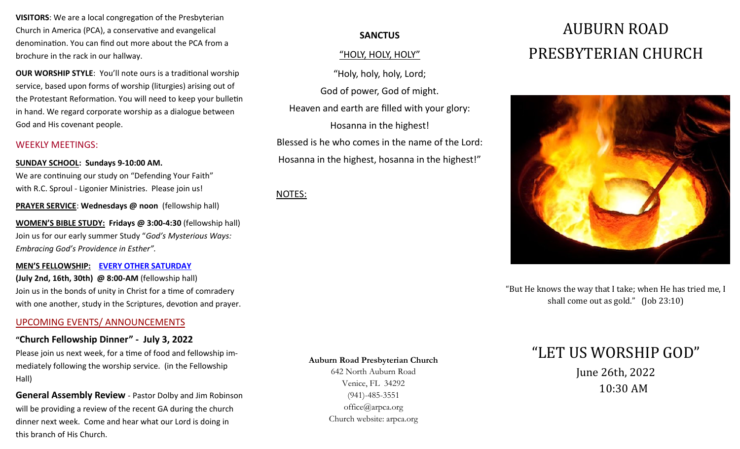**VISITORS**: We are a local congregation of the Presbyterian Church in America (PCA), a conservative and evangelical denomination. You can find out more about the PCA from a brochure in the rack in our hallway.

**OUR WORSHIP STYLE**: You'll note ours is a traditional worship service, based upon forms of worship (liturgies) arising out of the Protestant Reformation. You will need to keep your bulletin in hand. We regard corporate worship as a dialogue between God and His covenant people.

## WEEKLY MEETINGS:

**SUNDAY SCHOOL: Sundays 9-10:00 AM.**
We are continuing our study on "Defending Your Faith" with R.C. Sproul - Ligonier Ministries. Please join us!

**PRAYER SERVICE**: **Wednesdays @ noon** (fellowship hall)

**WOMEN'S BIBLE STUDY: Fridays @ 3:00-4:30** (fellowship hall)
Join us for our early summer Study "*God's Mysterious Ways: Embracing God's Providence in Esther".*

**MEN'S FELLOWSHIP: EVERY OTHER SATURDAY**
**(July 2nd, 16th, 30th) @ 8:00-AM** (fellowship hall)
Join us in the bonds of unity in Christ for a time of comradery with one another, study in the Scriptures, devotion and prayer.

## UPCOMING EVENTS/ ANNOUNCEMENTS

**"Church Fellowship Dinner" - July 3, 2022**
Please join us next week, for a time of food and fellowship immediately following the worship service. (in the Fellowship Hall)

**General Assembly Review** - Pastor Dolby and Jim Robinson will be providing a review of the recent GA during the church dinner next week. Come and hear what our Lord is doing in this branch of His Church.

**SANCTUS**

"HOLY, HOLY, HOLY"

"Holy, holy, holy, Lord;
God of power, God of might.
Heaven and earth are filled with your glory:
Hosanna in the highest!
Blessed is he who comes in the name of the Lord:
Hosanna in the highest, hosanna in the highest!"

NOTES:

**Auburn Road Presbyterian Church**
642 North Auburn Road
Venice, FL 34292
(941)-485-3551
office@arpca.org
Church website: arpca.org

# AUBURN ROAD PRESBYTERIAN CHURCH

"But He knows the way that I take; when He has tried me, I shall come out as gold." (Job 23:10)

# "LET US WORSHIP GOD"

June 26th, 2022
10:30 AM